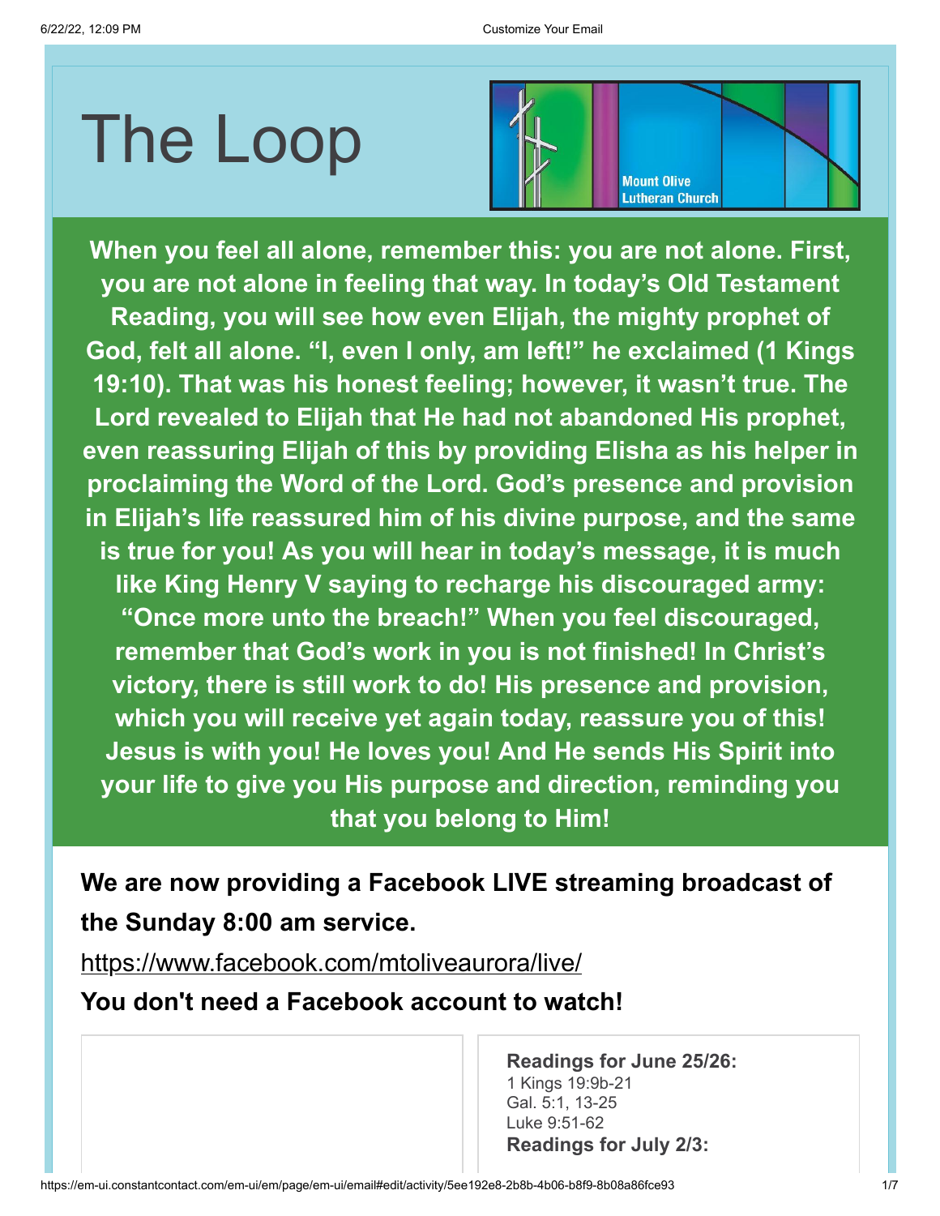# The Loop

Mount Olive Lutheran Church

**When you feel all alone, remember this: you are not alone. First, you are not alone in feeling that way. In today's Old Testament Reading, you will see how even Elijah, the mighty prophet of God, felt all alone. "I, even I only, am left!" he exclaimed (1 Kings 19:10). That was his honest feeling; however, it wasn't true. The Lord revealed to Elijah that He had not abandoned His prophet, even reassuring Elijah of this by providing Elisha as his helper in proclaiming the Word of the Lord. God's presence and provision in Elijah's life reassured him of his divine purpose, and the same is true for you! As you will hear in today's message, it is much like King Henry V saying to recharge his discouraged army: "Once more unto the breach!" When you feel discouraged, remember that God's work in you is not finished! In Christ's victory, there is still work to do! His presence and provision, which you will receive yet again today, reassure you of this! Jesus is with you! He loves you! And He sends His Spirit into your life to give you His purpose and direction, reminding you that you belong to Him!**

**We are now providing a Facebook LIVE streaming broadcast of the Sunday 8:00 am service.**

https://www.facebook.com/mtoliveaurora/live/

**You don't need a Facebook account to watch!**

**Readings for June 25/26:**
1 Kings 19:9b-21
Gal. 5:1, 13-25
Luke 9:51-62

**Readings for July 2/3:**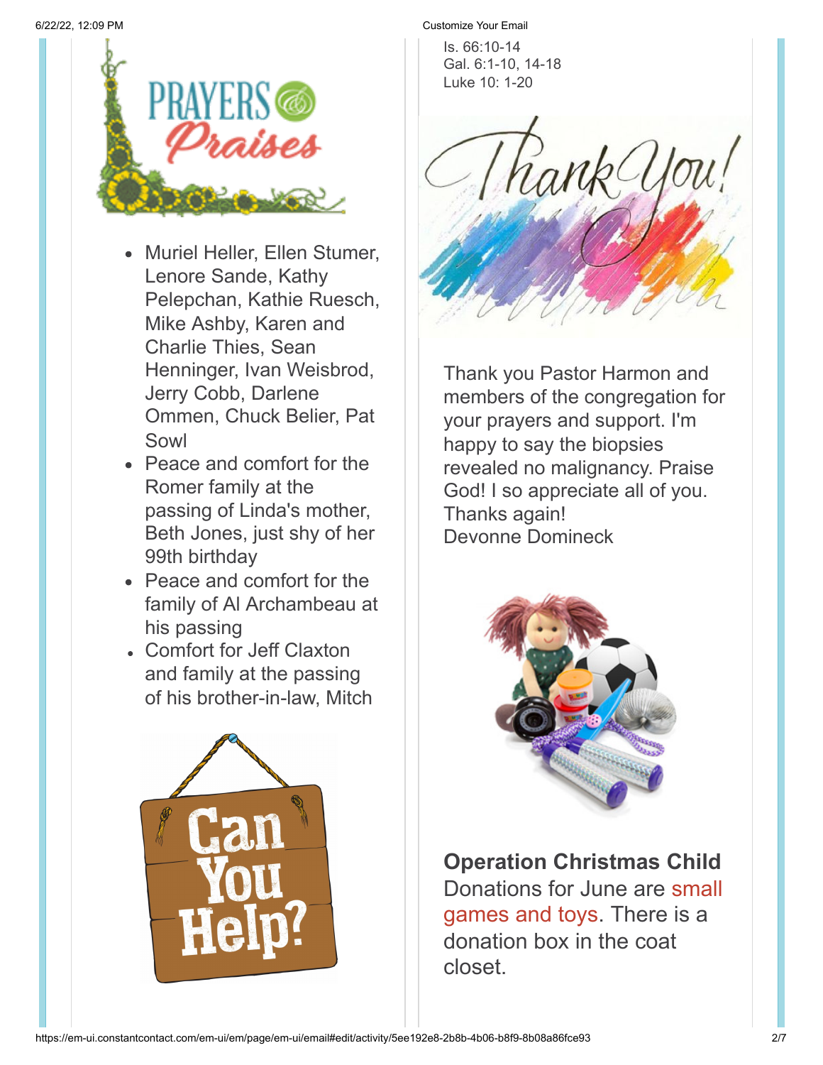## Prayers & Praises

- Muriel Heller, Ellen Stumer, Lenore Sande, Kathy Pelepchan, Kathie Ruesch, Mike Ashby, Karen and Charlie Thies, Sean Henninger, Ivan Weisbrod, Jerry Cobb, Darlene Ommen, Chuck Belier, Pat Sowl
- Peace and comfort for the Romer family at the passing of Linda's mother, Beth Jones, just shy of her 99th birthday
- Peace and comfort for the family of Al Archambeau at his passing
- Comfort for Jeff Claxton and family at the passing of his brother-in-law, Mitch

## Can You Help?

Is. 66:10-14
Gal. 6:1-10, 14-18
Luke 10: 1-20

## Thank You!

Thank you Pastor Harmon and members of the congregation for your prayers and support. I'm happy to say the biopsies revealed no malignancy. Praise God! I so appreciate all of you. Thanks again!
Devonne Domineck

**Operation Christmas Child**
Donations for June are small games and toys. There is a donation box in the coat closet.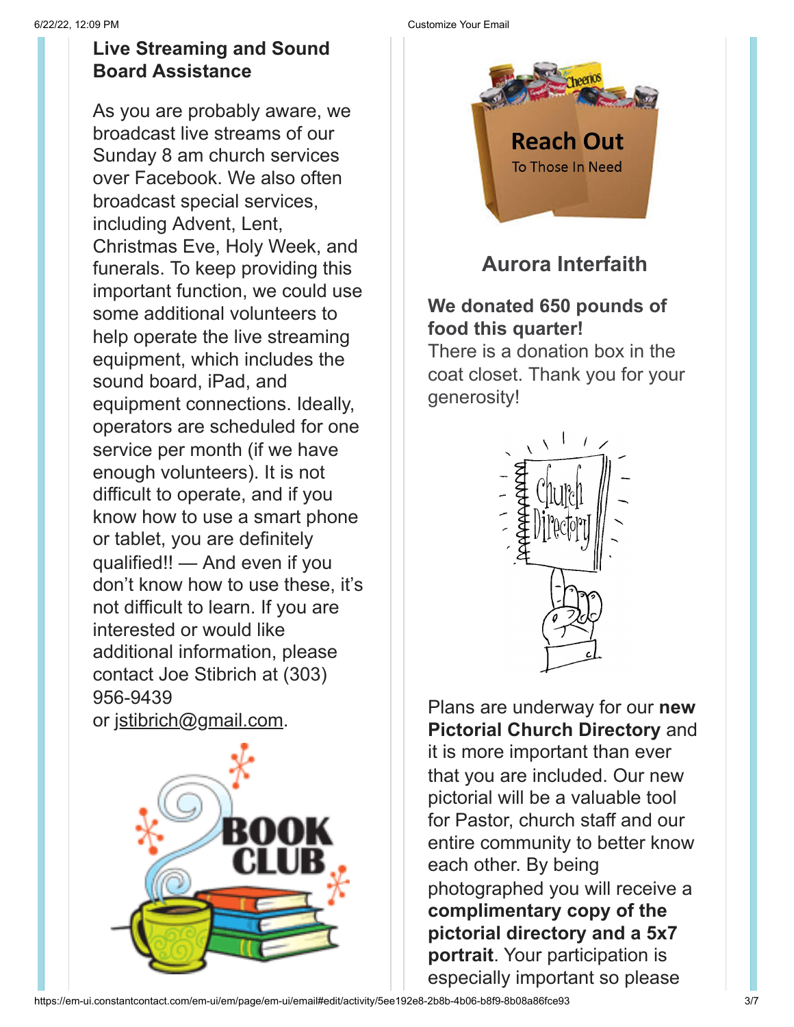## Live Streaming and Sound Board Assistance

As you are probably aware, we broadcast live streams of our Sunday 8 am church services over Facebook. We also often broadcast special services, including Advent, Lent, Christmas Eve, Holy Week, and funerals. To keep providing this important function, we could use some additional volunteers to help operate the live streaming equipment, which includes the sound board, iPad, and equipment connections. Ideally, operators are scheduled for one service per month (if we have enough volunteers). It is not difficult to operate, and if you know how to use a smart phone or tablet, you are definitely qualified!! — And even if you don't know how to use these, it's not difficult to learn. If you are interested or would like additional information, please contact Joe Stibrich at (303) 956-9439 or jstibrich@gmail.com.

## Aurora Interfaith

**We donated 650 pounds of food this quarter!**
There is a donation box in the coat closet. Thank you for your generosity!

Plans are underway for our **new Pictorial Church Directory** and it is more important than ever that you are included. Our new pictorial will be a valuable tool for Pastor, church staff and our entire community to better know each other. By being photographed you will receive a **complimentary copy of the pictorial directory and a 5x7 portrait**. Your participation is especially important so please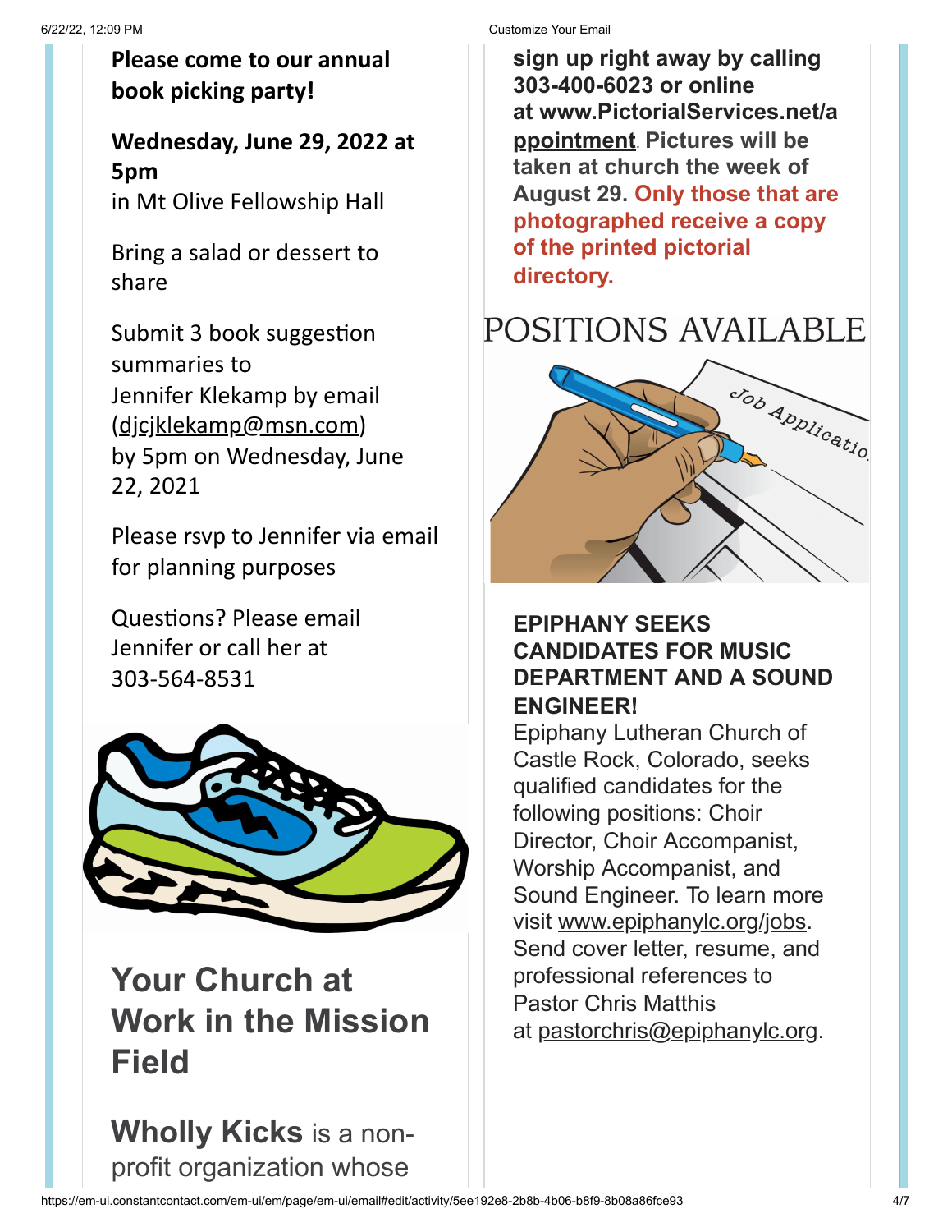**Please come to our annual book picking party!**

**Wednesday, June 29, 2022 at 5pm**
in Mt Olive Fellowship Hall

Bring a salad or dessert to share

Submit 3 book suggestion summaries to Jennifer Klekamp by email (djcjklekamp@msn.com) by 5pm on Wednesday, June 22, 2021

Please rsvp to Jennifer via email for planning purposes

Questions? Please email Jennifer or call her at 303-564-8531

## Your Church at Work in the Mission Field

**Wholly Kicks** is a non-profit organization whose

**sign up right away by calling 303-400-6023 or online at www.PictorialServices.net/appointment. Pictures will be taken at church the week of August 29. Only those that are photographed receive a copy of the printed pictorial directory.**

# POSITIONS AVAILABLE

**EPIPHANY SEEKS CANDIDATES FOR MUSIC DEPARTMENT AND A SOUND ENGINEER!**

Epiphany Lutheran Church of Castle Rock, Colorado, seeks qualified candidates for the following positions: Choir Director, Choir Accompanist, Worship Accompanist, and Sound Engineer. To learn more visit www.epiphanylc.org/jobs. Send cover letter, resume, and professional references to Pastor Chris Matthis at pastorchris@epiphanylc.org.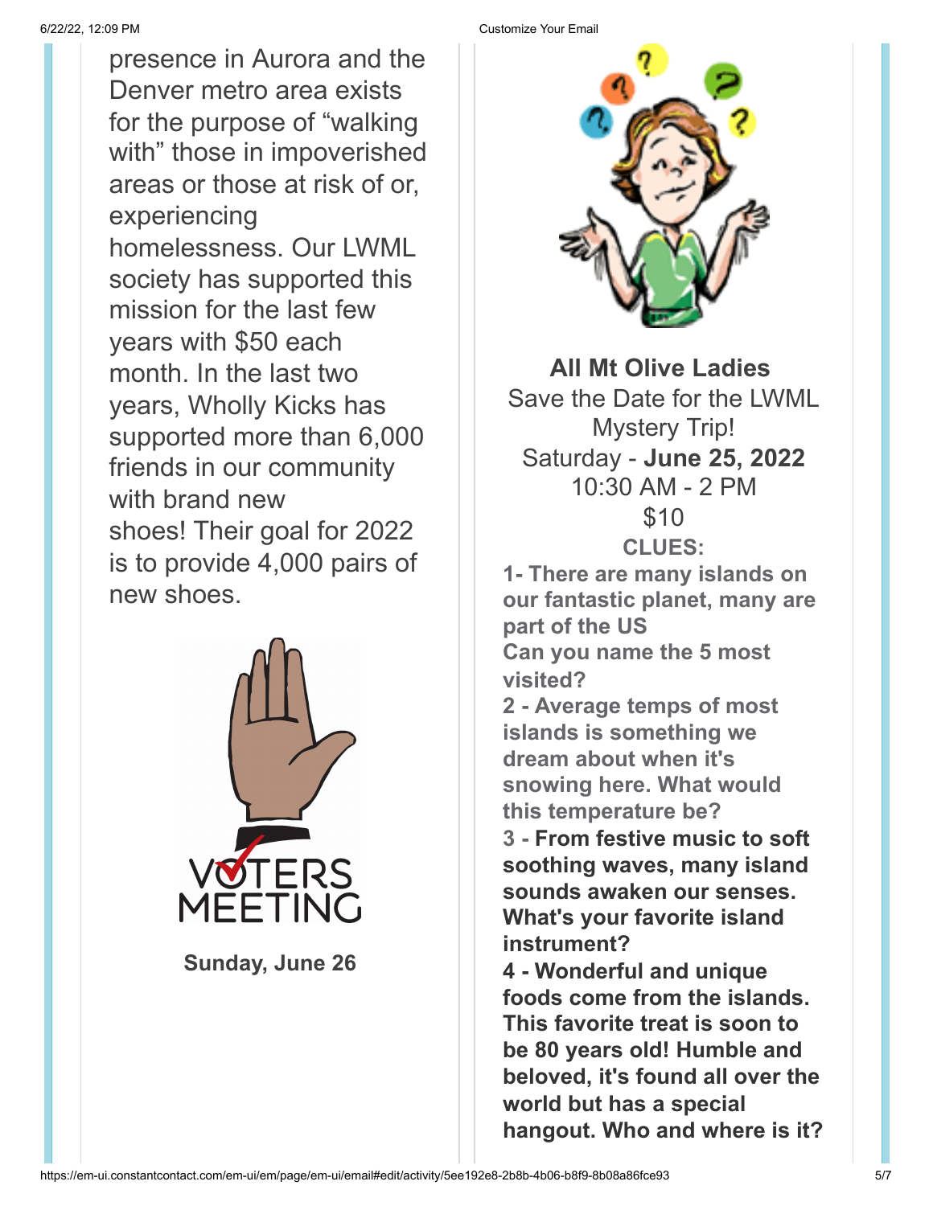presence in Aurora and the Denver metro area exists for the purpose of "walking with" those in impoverished areas or those at risk of or, experiencing homelessness. Our LWML society has supported this mission for the last few years with $50 each month. In the last two years, Wholly Kicks has supported more than 6,000 friends in our community with brand new shoes! Their goal for 2022 is to provide 4,000 pairs of new shoes.

VOTERS MEETING

**Sunday, June 26**

**All Mt Olive Ladies**

Save the Date for the LWML Mystery Trip!

Saturday - **June 25, 2022**

10:30 AM - 2 PM

$10

**CLUES:**

**1- There are many islands on our fantastic planet, many are part of the US**
**Can you name the 5 most visited?**

**2 - Average temps of most islands is something we dream about when it's snowing here. What would this temperature be?**

**3 - From festive music to soft soothing waves, many island sounds awaken our senses. What's your favorite island instrument?**

**4 - Wonderful and unique foods come from the islands. This favorite treat is soon to be 80 years old! Humble and beloved, it's found all over the world but has a special hangout. Who and where is it?**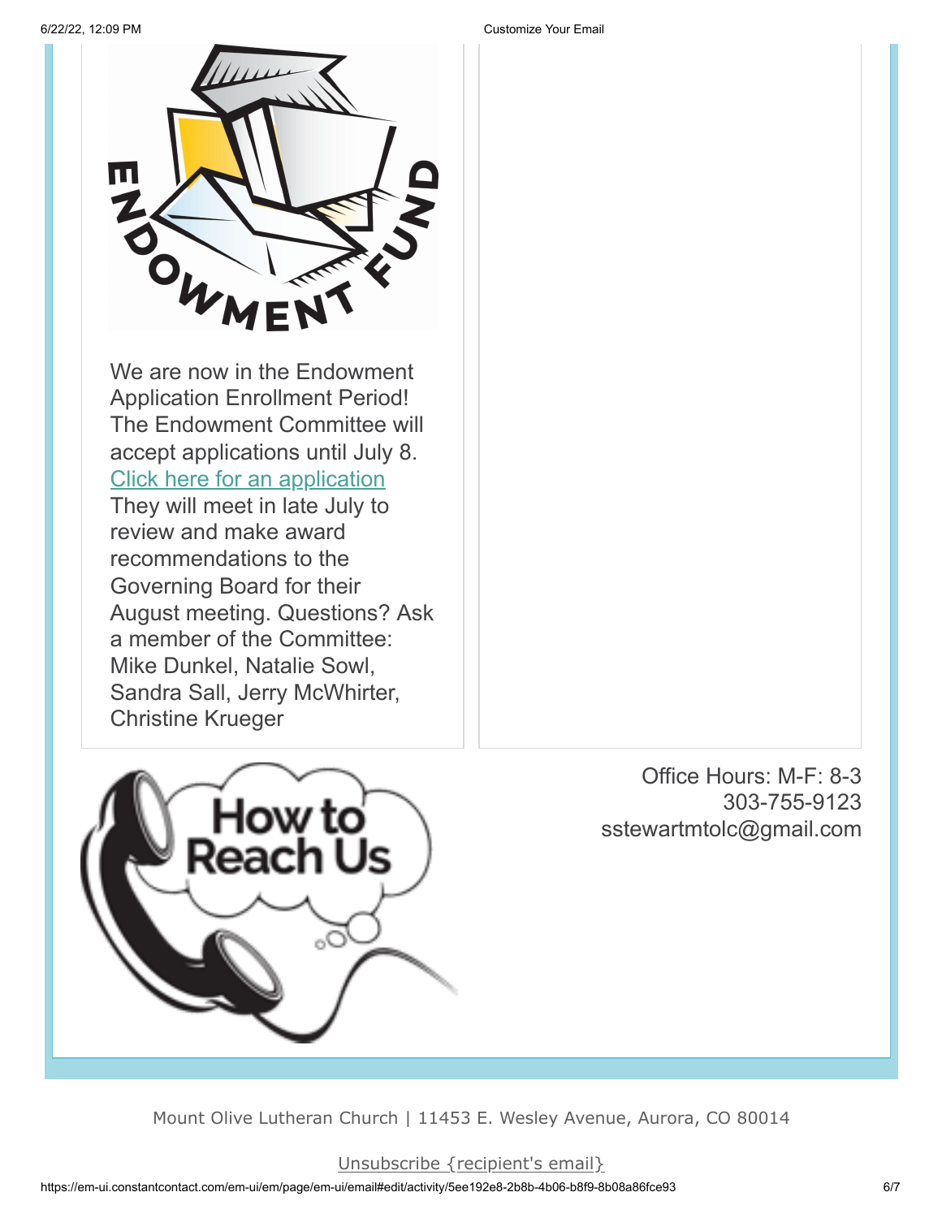We are now in the Endowment Application Enrollment Period! The Endowment Committee will accept applications until July 8. Click here for an application They will meet in late July to review and make award recommendations to the Governing Board for their August meeting. Questions? Ask a member of the Committee: Mike Dunkel, Natalie Sowl, Sandra Sall, Jerry McWhirter, Christine Krueger

Office Hours: M-F: 8-3
303-755-9123
sstewartmtolc@gmail.com

Mount Olive Lutheran Church | 11453 E. Wesley Avenue, Aurora, CO 80014

Unsubscribe {recipient's email}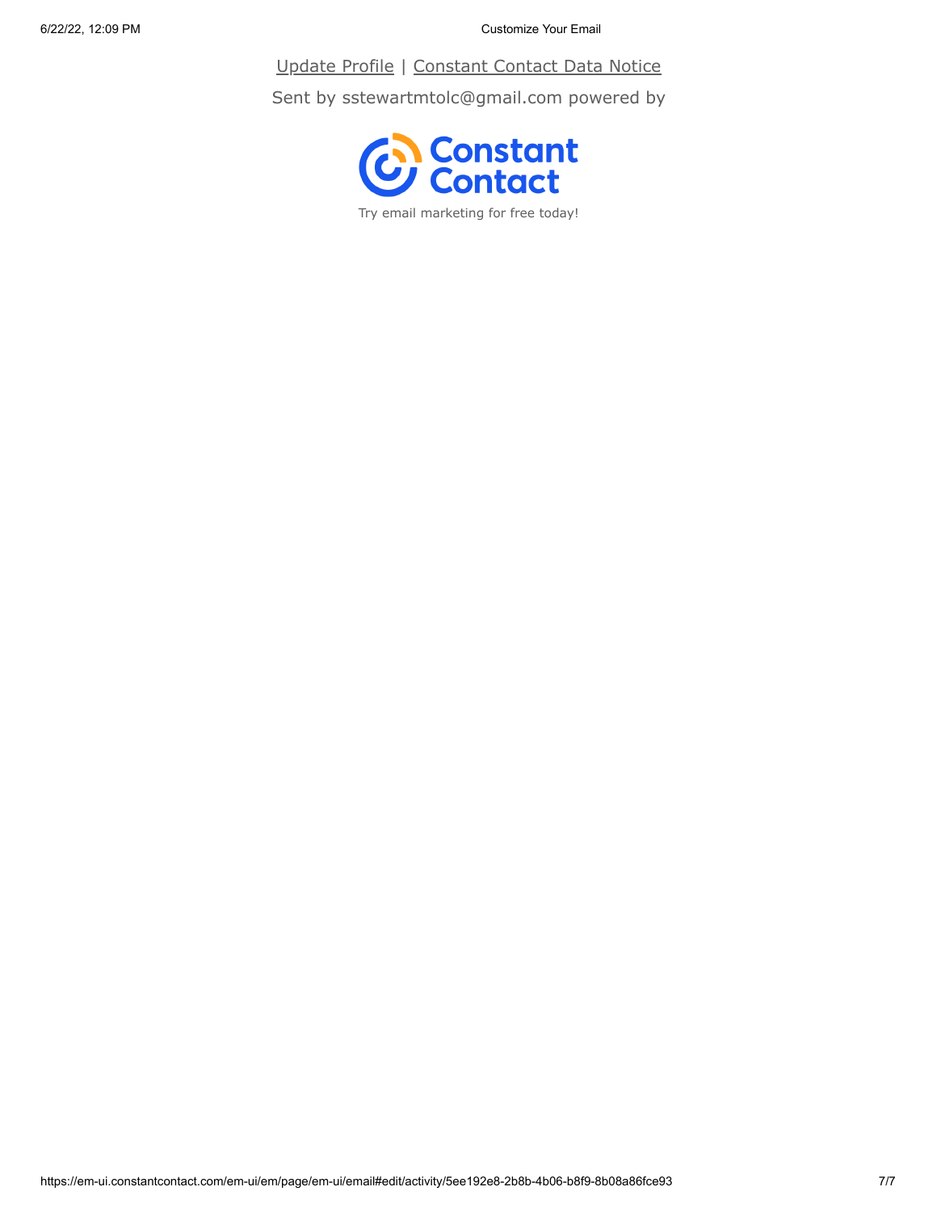Update Profile | Constant Contact Data Notice

Sent by sstewartmtolc@gmail.com powered by

Constant Contact

Try email marketing for free today!